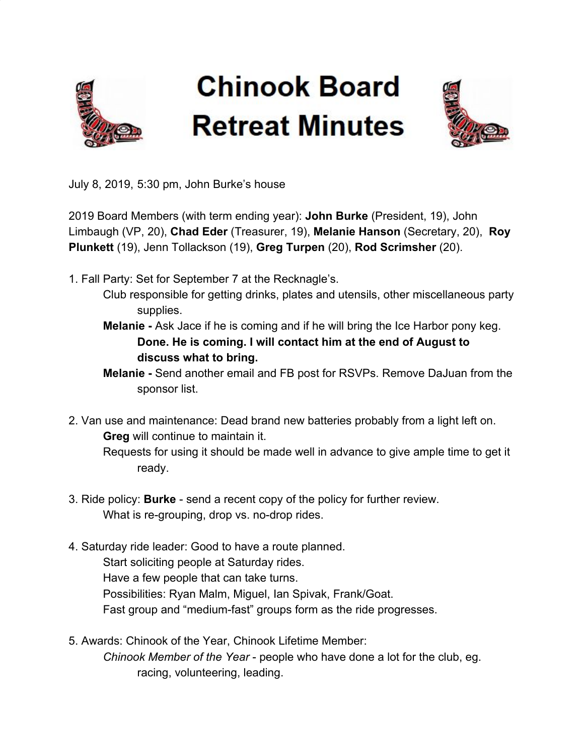# Chinook Board Retreat Minutes

July 8, 2019, 5:30 pm, John Burke's house

2019 Board Members (with term ending year): **John Burke** (President, 19), John Limbaugh (VP, 20), **Chad Eder** (Treasurer, 19), **Melanie Hanson** (Secretary, 20), **Roy Plunkett** (19), Jenn Tollackson (19), **Greg Turpen** (20), **Rod Scrimsher** (20).

1. Fall Party: Set for September 7 at the Recknagle's.
   - Club responsible for getting drinks, plates and utensils, other miscellaneous party supplies.
   - **Melanie -** Ask Jace if he is coming and if he will bring the Ice Harbor pony keg. **Done. He is coming. I will contact him at the end of August to discuss what to bring.**
   - **Melanie -** Send another email and FB post for RSVPs. Remove DaJuan from the sponsor list.

2. Van use and maintenance: Dead brand new batteries probably from a light left on.
   - **Greg** will continue to maintain it.
   - Requests for using it should be made well in advance to give ample time to get it ready.

3. Ride policy: **Burke** - send a recent copy of the policy for further review.
   - What is re-grouping, drop vs. no-drop rides.

4. Saturday ride leader: Good to have a route planned.
   - Start soliciting people at Saturday rides.
   - Have a few people that can take turns.
   - Possibilities: Ryan Malm, Miguel, Ian Spivak, Frank/Goat.
   - Fast group and "medium-fast" groups form as the ride progresses.

5. Awards: Chinook of the Year, Chinook Lifetime Member:
   - *Chinook Member of the Year* - people who have done a lot for the club, eg. racing, volunteering, leading.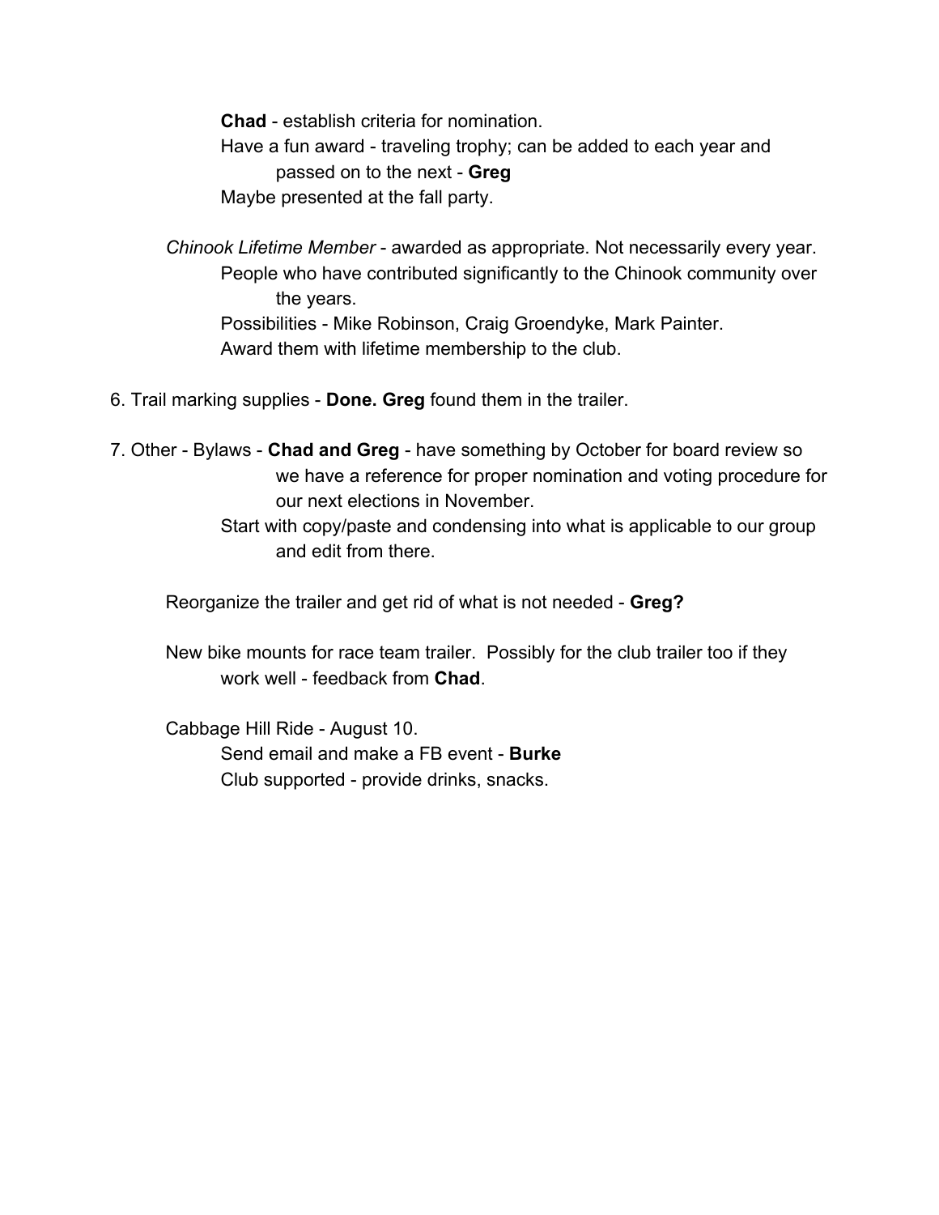- **Chad** - establish criteria for nomination.
- Have a fun award - traveling trophy; can be added to each year and passed on to the next - **Greg**
- Maybe presented at the fall party.

*Chinook Lifetime Member* - awarded as appropriate. Not necessarily every year.

- People who have contributed significantly to the Chinook community over the years.
- Possibilities - Mike Robinson, Craig Groendyke, Mark Painter.
- Award them with lifetime membership to the club.

6. Trail marking supplies - **Done. Greg** found them in the trailer.

7. Other - Bylaws - **Chad and Greg** - have something by October for board review so we have a reference for proper nomination and voting procedure for our next elections in November.
   - Start with copy/paste and condensing into what is applicable to our group and edit from there.

Reorganize the trailer and get rid of what is not needed - **Greg?**

New bike mounts for race team trailer. Possibly for the club trailer too if they work well - feedback from **Chad**.

Cabbage Hill Ride - August 10.

- Send email and make a FB event - **Burke**
- Club supported - provide drinks, snacks.